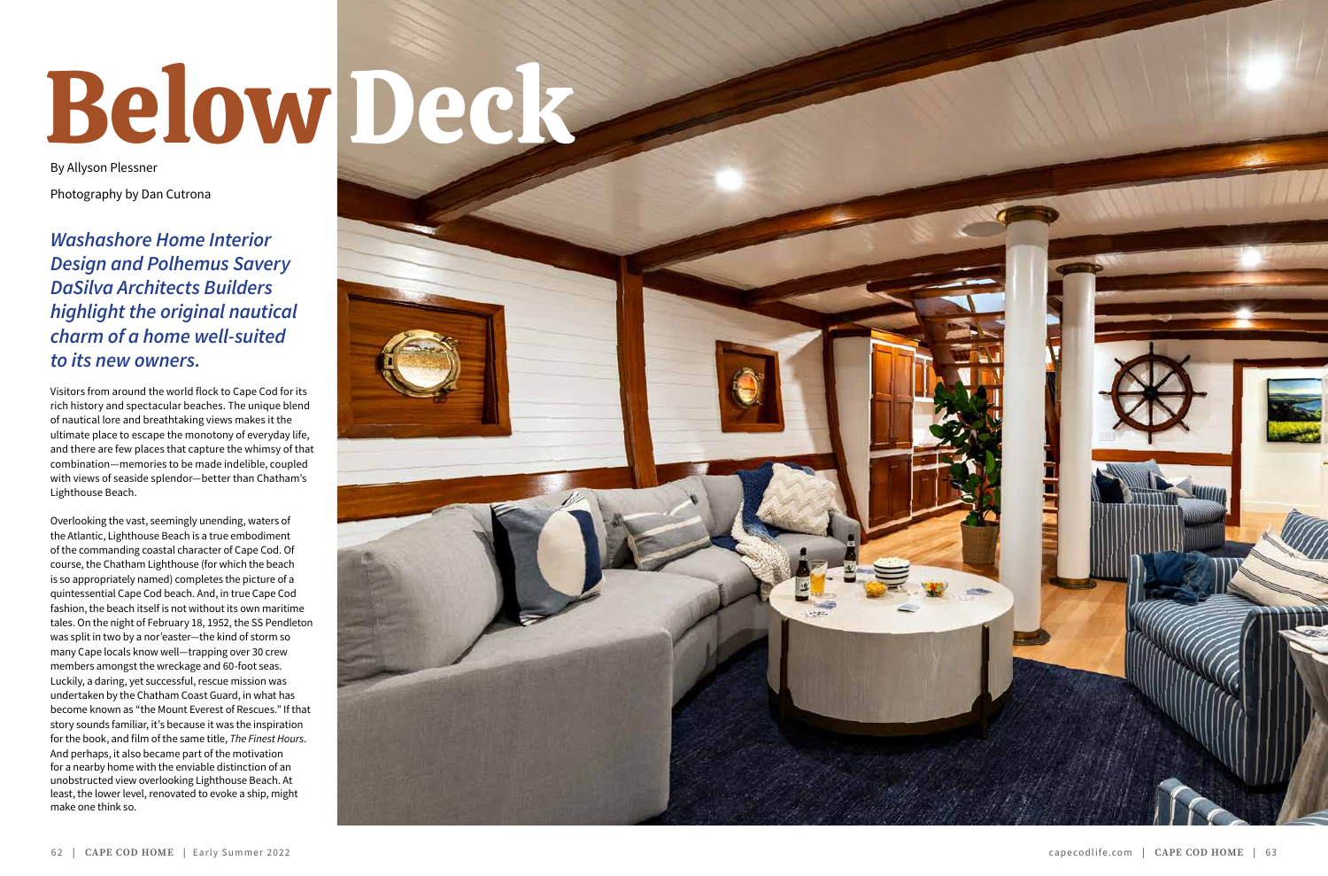# Below Deck

By Allyson Plessner

Photography by Dan Cutrona

***Washashore Home Interior Design and Polhemus Savery DaSilva Architects Builders highlight the original nautical charm of a home well-suited to its new owners.***

Visitors from around the world flock to Cape Cod for its rich history and spectacular beaches. The unique blend of nautical lore and breathtaking views makes it the ultimate place to escape the monotony of everyday life, and there are few places that capture the whimsy of that combination—memories to be made indelible, coupled with views of seaside splendor—better than Chatham's Lighthouse Beach.

Overlooking the vast, seemingly unending, waters of the Atlantic, Lighthouse Beach is a true embodiment of the commanding coastal character of Cape Cod. Of course, the Chatham Lighthouse (for which the beach is so appropriately named) completes the picture of a quintessential Cape Cod beach. And, in true Cape Cod fashion, the beach itself is not without its own maritime tales. On the night of February 18, 1952, the SS Pendleton was split in two by a nor'easter—the kind of storm so many Cape locals know well—trapping over 30 crew members amongst the wreckage and 60-foot seas. Luckily, a daring, yet successful, rescue mission was undertaken by the Chatham Coast Guard, in what has become known as "the Mount Everest of Rescues." If that story sounds familiar, it's because it was the inspiration for the book, and film of the same title, *The Finest Hours*. And perhaps, it also became part of the motivation for a nearby home with the enviable distinction of an unobstructed view overlooking Lighthouse Beach. At least, the lower level, renovated to evoke a ship, might make one think so.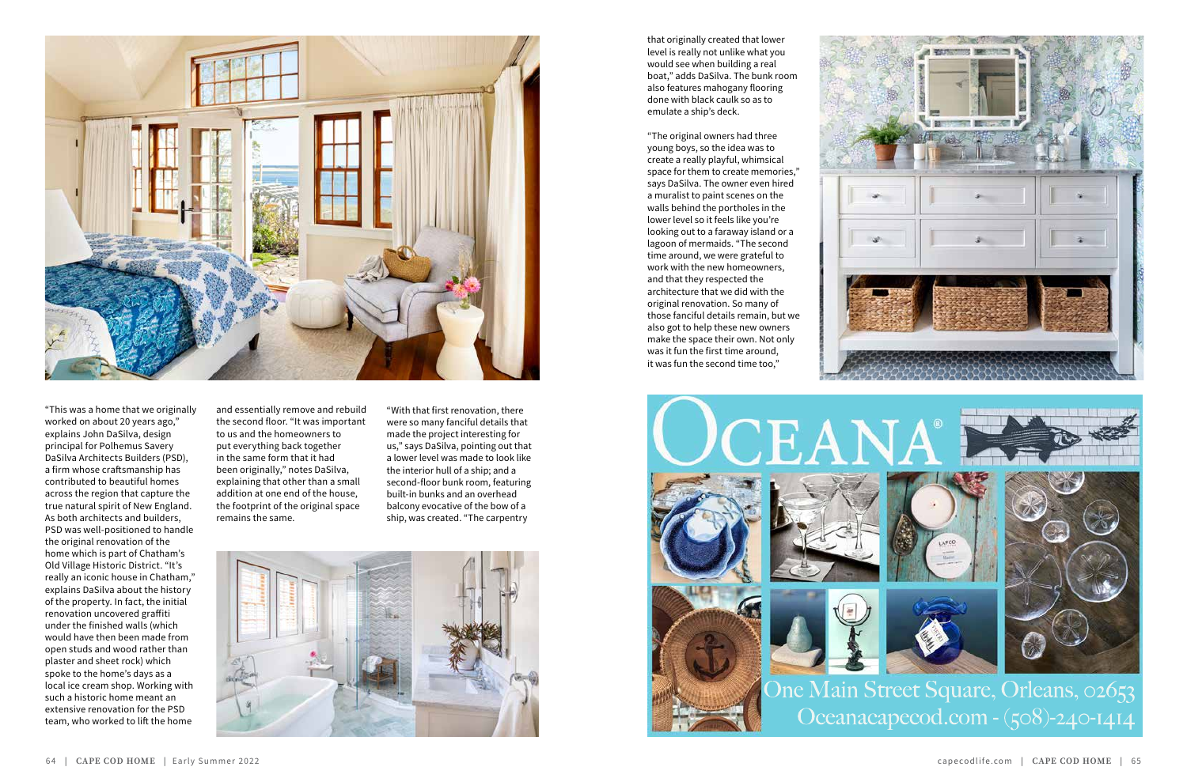"This was a home that we originally worked on about 20 years ago," explains John DaSilva, design principal for Polhemus Savery DaSilva Architects Builders (PSD), a firm whose craftsmanship has contributed to beautiful homes across the region that capture the true natural spirit of New England. As both architects and builders, PSD was well-positioned to handle the original renovation of the home which is part of Chatham's Old Village Historic District. "It's really an iconic house in Chatham," explains DaSilva about the history of the property. In fact, the initial renovation uncovered graffiti under the finished walls (which would have then been made from open studs and wood rather than plaster and sheet rock) which spoke to the home's days as a local ice cream shop. Working with such a historic home meant an extensive renovation for the PSD team, who worked to lift the home and essentially remove and rebuild the second floor. "It was important to us and the homeowners to put everything back together in the same form that it had been originally," notes DaSilva, explaining that other than a small addition at one end of the house, the footprint of the original space remains the same.

"With that first renovation, there were so many fanciful details that made the project interesting for us," says DaSilva, pointing out that a lower level was made to look like the interior hull of a ship; and a second-floor bunk room, featuring built-in bunks and an overhead balcony evocative of the bow of a ship, was created. "The carpentry that originally created that lower level is really not unlike what you would see when building a real boat," adds DaSilva. The bunk room also features mahogany flooring done with black caulk so as to emulate a ship's deck.

"The original owners had three young boys, so the idea was to create a really playful, whimsical space for them to create memories," says DaSilva. The owner even hired a muralist to paint scenes on the walls behind the portholes in the lower level so it feels like you're looking out to a faraway island or a lagoon of mermaids. "The second time around, we were grateful to work with the new homeowners, and that they respected the architecture that we did with the original renovation. So many of those fanciful details remain, but we also got to help these new owners make the space their own. Not only was it fun the first time around, it was fun the second time too,"

OCEANA®

One Main Street Square, Orleans, 02653
Oceanacapecod.com - (508)-240-1414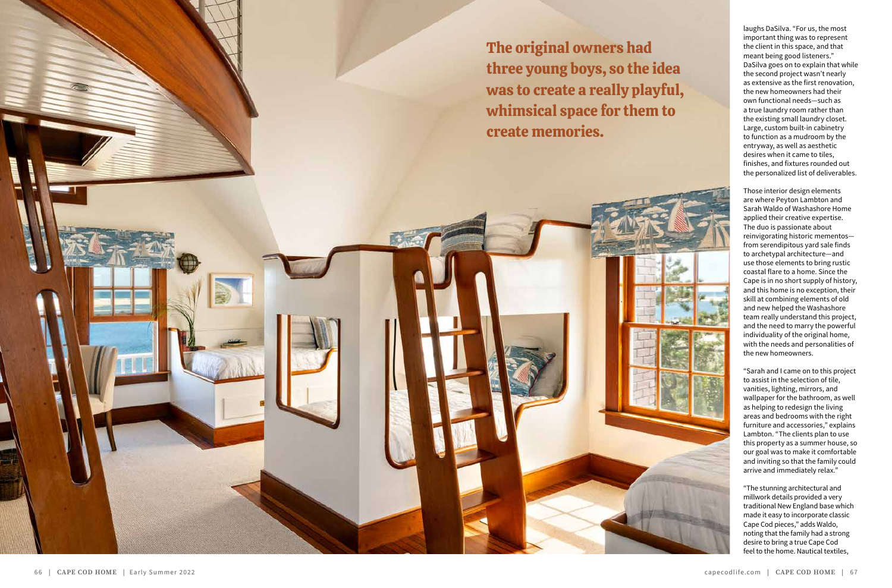**The original owners had three young boys, so the idea was to create a really playful, whimsical space for them to create memories.**

laughs DaSilva. "For us, the most important thing was to represent the client in this space, and that meant being good listeners." DaSilva goes on to explain that while the second project wasn't nearly as extensive as the first renovation, the new homeowners had their own functional needs—such as a true laundry room rather than the existing small laundry closet. Large, custom built-in cabinetry to function as a mudroom by the entryway, as well as aesthetic desires when it came to tiles, finishes, and fixtures rounded out the personalized list of deliverables.

Those interior design elements are where Peyton Lambton and Sarah Waldo of Washashore Home applied their creative expertise. The duo is passionate about reinvigorating historic mementos—from serendipitous yard sale finds to archetypal architecture—and use those elements to bring rustic coastal flare to a home. Since the Cape is in no short supply of history, and this home is no exception, their skill at combining elements of old and new helped the Washashore team really understand this project, and the need to marry the powerful individuality of the original home, with the needs and personalities of the new homeowners.

"Sarah and I came on to this project to assist in the selection of tile, vanities, lighting, mirrors, and wallpaper for the bathroom, as well as helping to redesign the living areas and bedrooms with the right furniture and accessories," explains Lambton. "The clients plan to use this property as a summer house, so our goal was to make it comfortable and inviting so that the family could arrive and immediately relax."

"The stunning architectural and millwork details provided a very traditional New England base which made it easy to incorporate classic Cape Cod pieces," adds Waldo, noting that the family had a strong desire to bring a true Cape Cod feel to the home. Nautical textiles,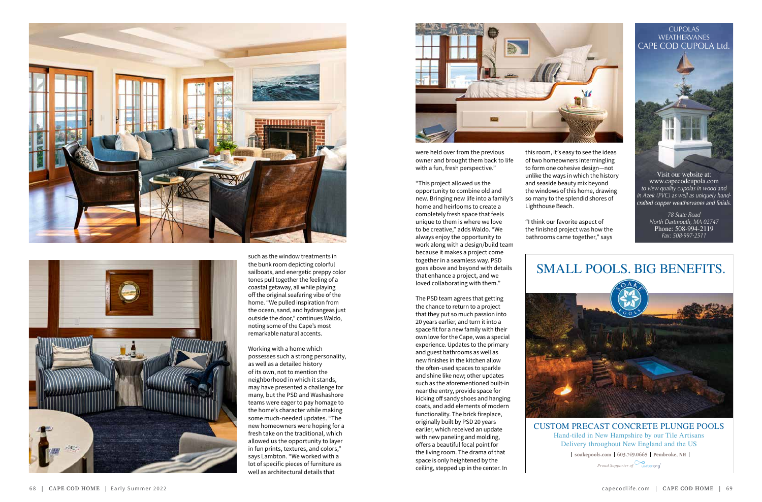such as the window treatments in the bunk room depicting colorful sailboats, and energetic preppy color tones pull together the feeling of a coastal getaway, all while playing off the original seafaring vibe of the home. "We pulled inspiration from the ocean, sand, and hydrangeas just outside the door," continues Waldo, noting some of the Cape's most remarkable natural accents.

Working with a home which possesses such a strong personality, as well as a detailed history of its own, not to mention the neighborhood in which it stands, may have presented a challenge for many, but the PSD and Washashore teams were eager to pay homage to the home's character while making some much-needed updates. "The new homeowners were hoping for a fresh take on the traditional, which allowed us the opportunity to layer in fun prints, textures, and colors," says Lambton. "We worked with a lot of specific pieces of furniture as well as architectural details that were held over from the previous owner and brought them back to life with a fun, fresh perspective."

"This project allowed us the opportunity to combine old and new. Bringing new life into a family's home and heirlooms to create a completely fresh space that feels unique to them is where we love to be creative," adds Waldo. "We always enjoy the opportunity to work along with a design/build team because it makes a project come together in a seamless way. PSD goes above and beyond with details that enhance a project, and we loved collaborating with them."

The PSD team agrees that getting the chance to return to a project that they put so much passion into 20 years earlier, and turn it into a space fit for a new family with their own love for the Cape, was a special experience. Updates to the primary and guest bathrooms as well as new finishes in the kitchen allow the often-used spaces to sparkle and shine like new; other updates such as the aforementioned built-in near the entry, provide space for kicking off sandy shoes and hanging coats, and add elements of modern functionality. The brick fireplace, originally built by PSD 20 years earlier, which received an update with new paneling and molding, offers a beautiful focal point for the living room. The drama of that space is only heightened by the ceiling, stepped up in the center. In this room, it's easy to see the ideas of two homeowners intermingling to form one cohesive design—not unlike the ways in which the history and seaside beauty mix beyond the windows of this home, drawing so many to the splendid shores of Lighthouse Beach.

"I think our favorite aspect of the finished project was how the bathrooms came together," says

CUPOLAS
WEATHERVANES
CAPE COD CUPOLA Ltd.

Visit our website at:
www.capecodcupola.com
*to view quality cupolas in wood and in Azek (PVC) as well as uniquely hand-crafted copper weathervanes and finials.*

*78 State Road*
*North Dartmouth, MA 02747*
Phone: 508-994-2119
*Fax: 508-997-2511*

SMALL POOLS. BIG BENEFITS.

SOAKE POOLS

CUSTOM PRECAST CONCRETE PLUNGE POOLS
Hand-tiled in New Hampshire by our Tile Artisans
Delivery throughout New England and the US

| soakepools.com | 603.749.0665 | Pembroke, NH |

*Proud Supporter of* water.org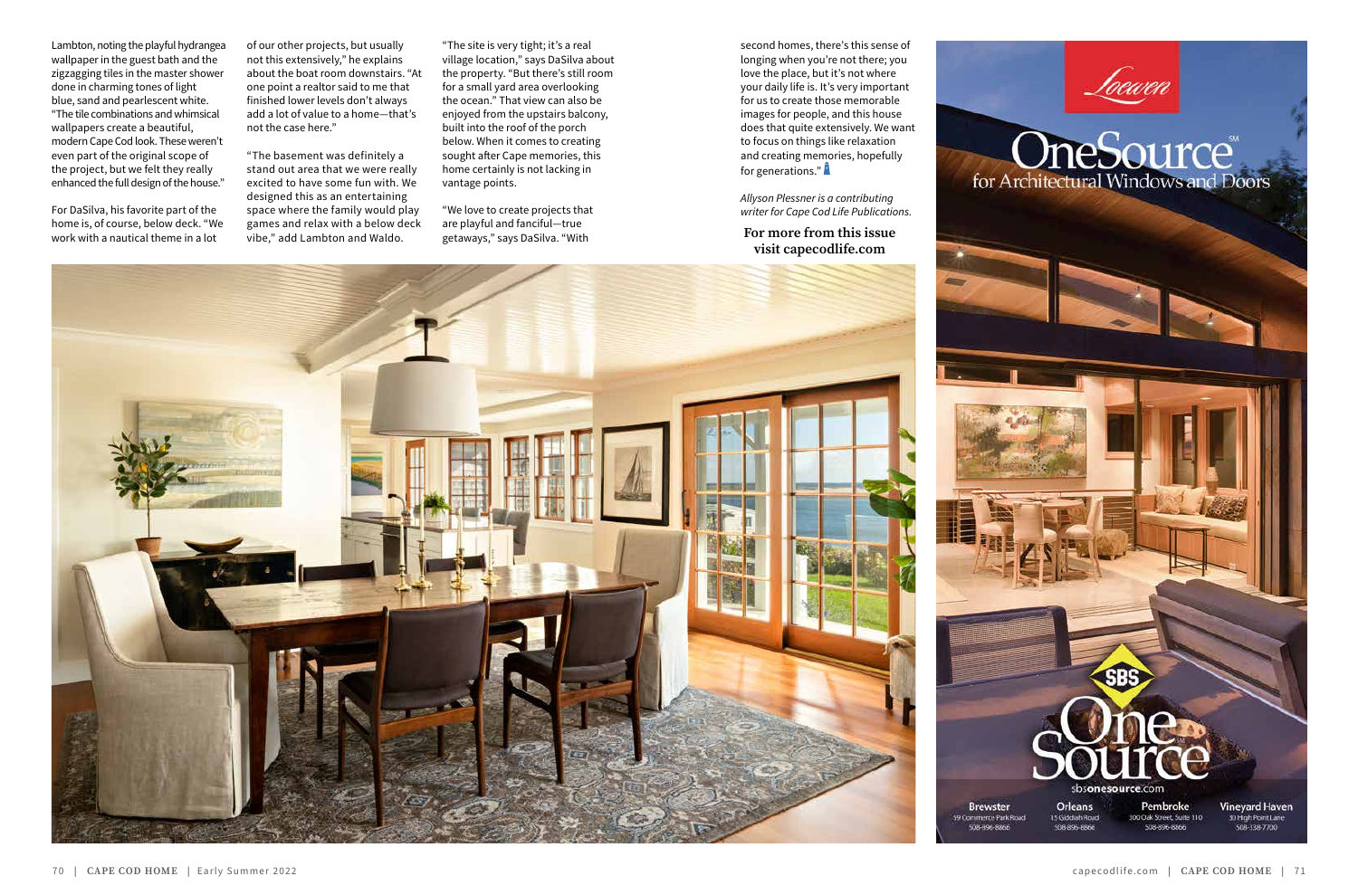Lambton, noting the playful hydrangea wallpaper in the guest bath and the zigzagging tiles in the master shower done in charming tones of light blue, sand and pearlescent white. "The tile combinations and whimsical wallpapers create a beautiful, modern Cape Cod look. These weren't even part of the original scope of the project, but we felt they really enhanced the full design of the house."

For DaSilva, his favorite part of the home is, of course, below deck. "We work with a nautical theme in a lot of our other projects, but usually not this extensively," he explains about the boat room downstairs. "At one point a realtor said to me that finished lower levels don't always add a lot of value to a home—that's not the case here."

"The basement was definitely a stand out area that we were really excited to have some fun with. We designed this as an entertaining space where the family would play games and relax with a below deck vibe," add Lambton and Waldo.

"The site is very tight; it's a real village location," says DaSilva about the property. "But there's still room for a small yard area overlooking the ocean." That view can also be enjoyed from the upstairs balcony, built into the roof of the porch below. When it comes to creating sought after Cape memories, this home certainly is not lacking in vantage points.

"We love to create projects that are playful and fanciful—true getaways," says DaSilva. "With second homes, there's this sense of longing when you're not there; you love the place, but it's not where your daily life is. It's very important for us to create those memorable images for people, and this house does that quite extensively. We want to focus on things like relaxation and creating memories, hopefully for generations."

*Allyson Plessner is a contributing writer for Cape Cod Life Publications.*

**For more from this issue visit capecodlife.com**

Loewen

OneSource℠ for Architectural Windows and Doors

SBS OneSource

sbsonesource.com

Brewster
39 Commerce Park Road
508-896-8866

Orleans
15 Giddiah Road
508-896-8866

Pembroke
300 Oak Street, Suite 110
508-896-8866

Vineyard Haven
30 High Point Lane
508-338-7700